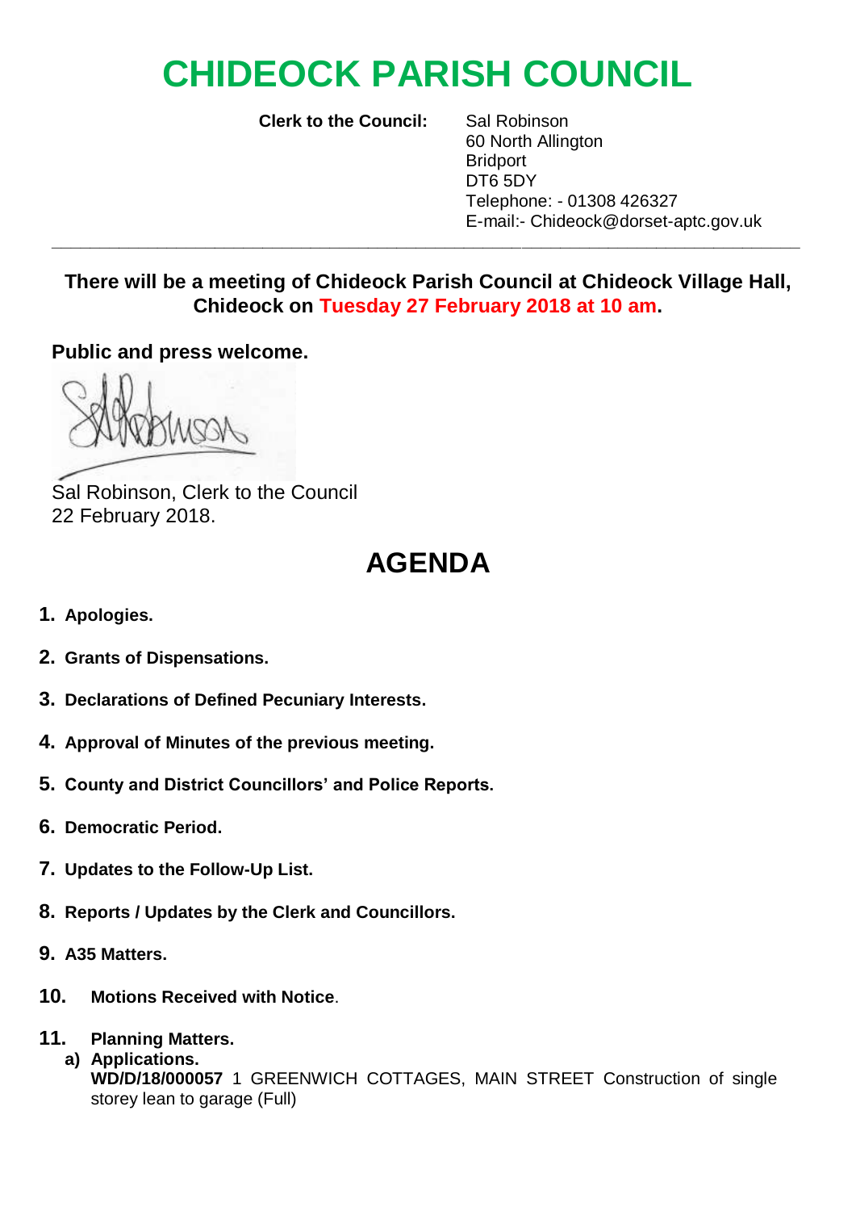# CHIDEOCK PARISH COUNCIL

**Clerk to the Council:** Sal Robinson
60 North Allington
Bridport
DT6 5DY
Telephone: - 01308 426327
E-mail:- Chideock@dorset-aptc.gov.uk

---

**There will be a meeting of Chideock Parish Council at Chideock Village Hall, Chideock on Tuesday 27 February 2018 at 10 am.**

**Public and press welcome.**

Sal Robinson, Clerk to the Council
22 February 2018.

## AGENDA

1. **Apologies.**
2. **Grants of Dispensations.**
3. **Declarations of Defined Pecuniary Interests.**
4. **Approval of Minutes of the previous meeting.**
5. **County and District Councillors' and Police Reports.**
6. **Democratic Period.**
7. **Updates to the Follow-Up List.**
8. **Reports / Updates by the Clerk and Councillors.**
9. **A35 Matters.**
10. **Motions Received with Notice**.
11. **Planning Matters.**
    a) **Applications.**
    **WD/D/18/000057** 1 GREENWICH COTTAGES, MAIN STREET Construction of single storey lean to garage (Full)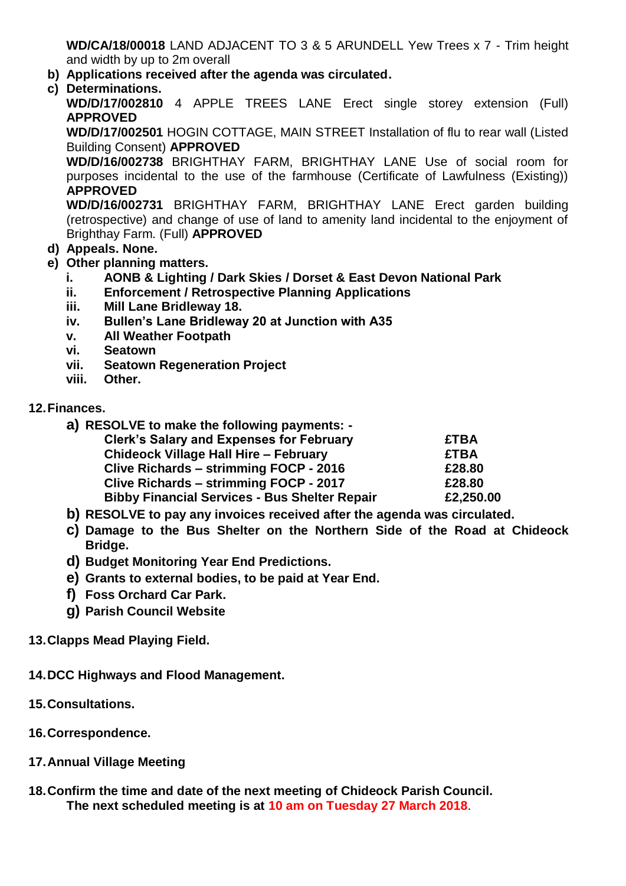**WD/CA/18/00018** LAND ADJACENT TO 3 & 5 ARUNDELL Yew Trees x 7 - Trim height and width by up to 2m overall

b) **Applications received after the agenda was circulated.**

c) **Determinations.**

**WD/D/17/002810** 4 APPLE TREES LANE Erect single storey extension (Full) **APPROVED**

**WD/D/17/002501** HOGIN COTTAGE, MAIN STREET Installation of flu to rear wall (Listed Building Consent) **APPROVED**

**WD/D/16/002738** BRIGHTHAY FARM, BRIGHTHAY LANE Use of social room for purposes incidental to the use of the farmhouse (Certificate of Lawfulness (Existing)) **APPROVED**

**WD/D/16/002731** BRIGHTHAY FARM, BRIGHTHAY LANE Erect garden building (retrospective) and change of use of land to amenity land incidental to the enjoyment of Brighthay Farm. (Full) **APPROVED**

d) **Appeals. None.**

e) **Other planning matters.**

   i. **AONB & Lighting / Dark Skies / Dorset & East Devon National Park**
   ii. **Enforcement / Retrospective Planning Applications**
   iii. **Mill Lane Bridleway 18.**
   iv. **Bullen's Lane Bridleway 20 at Junction with A35**
   v. **All Weather Footpath**
   vi. **Seatown**
   vii. **Seatown Regeneration Project**
   viii. **Other.**

**12. Finances.**

a) **RESOLVE to make the following payments: -**

| | |
|---|---|
| **Clerk's Salary and Expenses for February** | **£TBA** |
| **Chideock Village Hall Hire – February** | **£TBA** |
| **Clive Richards – strimming FOCP - 2016** | **£28.80** |
| **Clive Richards – strimming FOCP - 2017** | **£28.80** |
| **Bibby Financial Services - Bus Shelter Repair** | **£2,250.00** |

b) **RESOLVE to pay any invoices received after the agenda was circulated.**

c) **Damage to the Bus Shelter on the Northern Side of the Road at Chideock Bridge.**

d) **Budget Monitoring Year End Predictions.**

e) **Grants to external bodies, to be paid at Year End.**

f) **Foss Orchard Car Park.**

g) **Parish Council Website**

**13. Clapps Mead Playing Field.**

**14. DCC Highways and Flood Management.**

**15. Consultations.**

**16. Correspondence.**

**17. Annual Village Meeting**

**18. Confirm the time and date of the next meeting of Chideock Parish Council.**
**The next scheduled meeting is at 10 am on Tuesday 27 March 2018.**